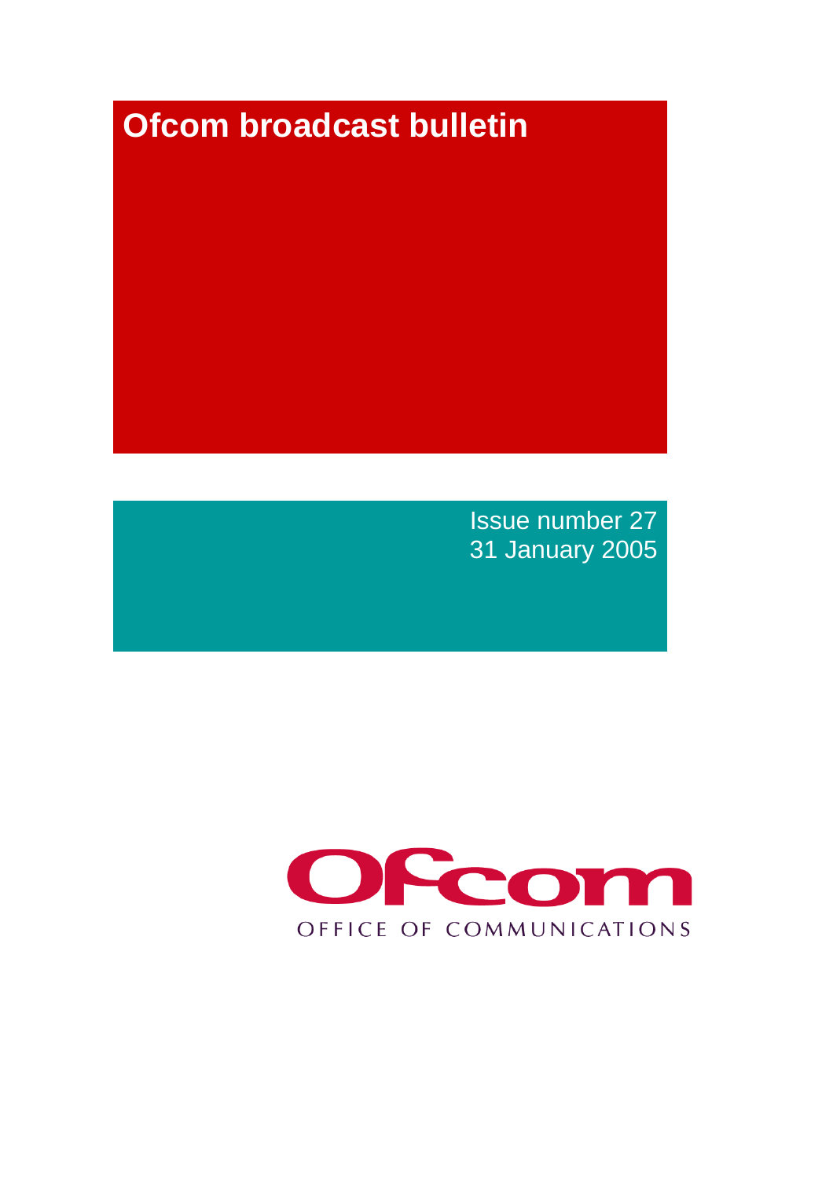# Ofcom broadcast bulletin

Issue number 27
31 January 2005

Ofcom
OFFICE OF COMMUNICATIONS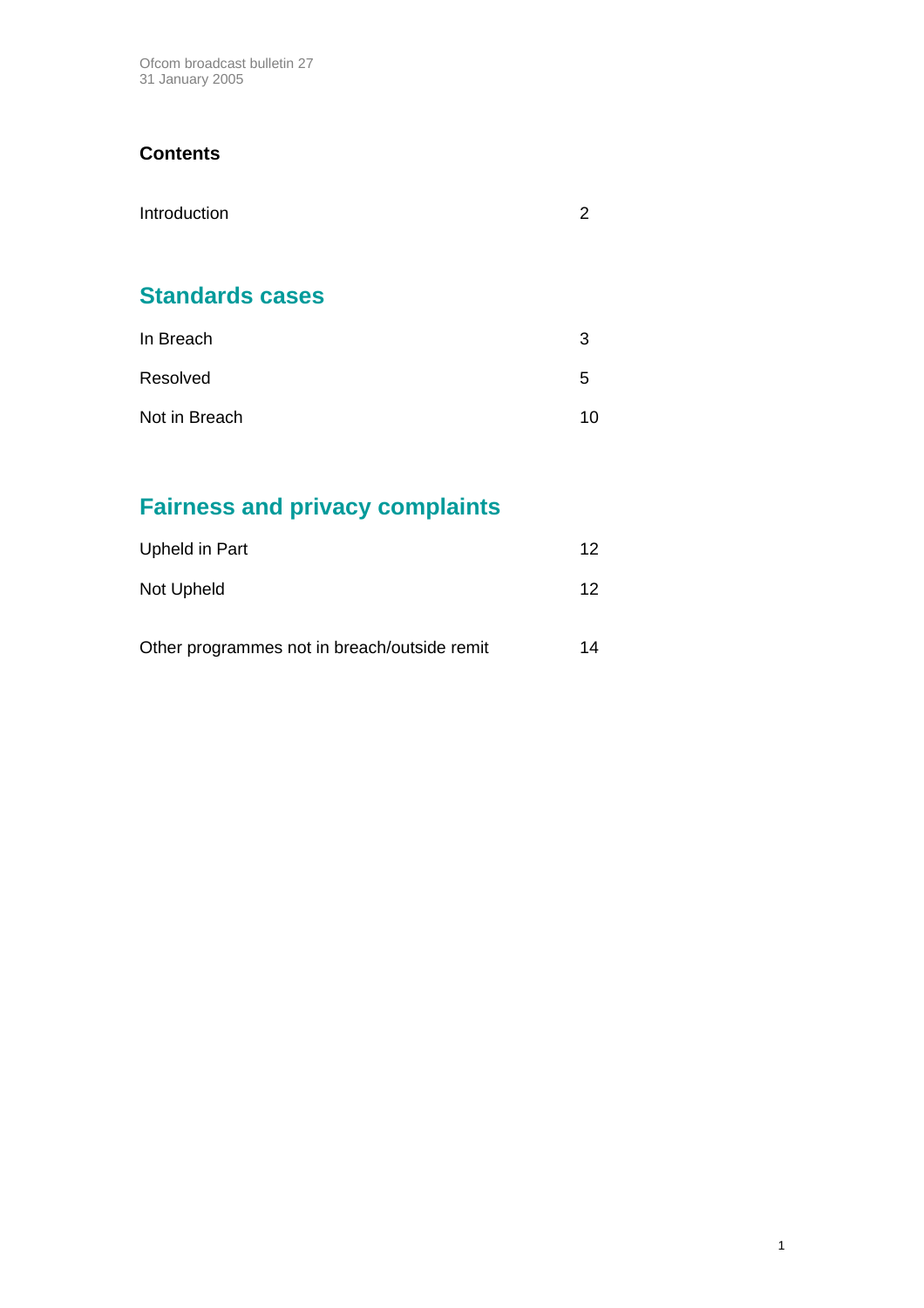Ofcom broadcast bulletin 27
31 January 2005

## Contents

| | |
|---|---|
| Introduction | 2 |

## Standards cases

| | |
|---|---|
| In Breach | 3 |
| Resolved | 5 |
| Not in Breach | 10 |

## Fairness and privacy complaints

| | |
|---|---|
| Upheld in Part | 12 |
| Not Upheld | 12 |
| Other programmes not in breach/outside remit | 14 |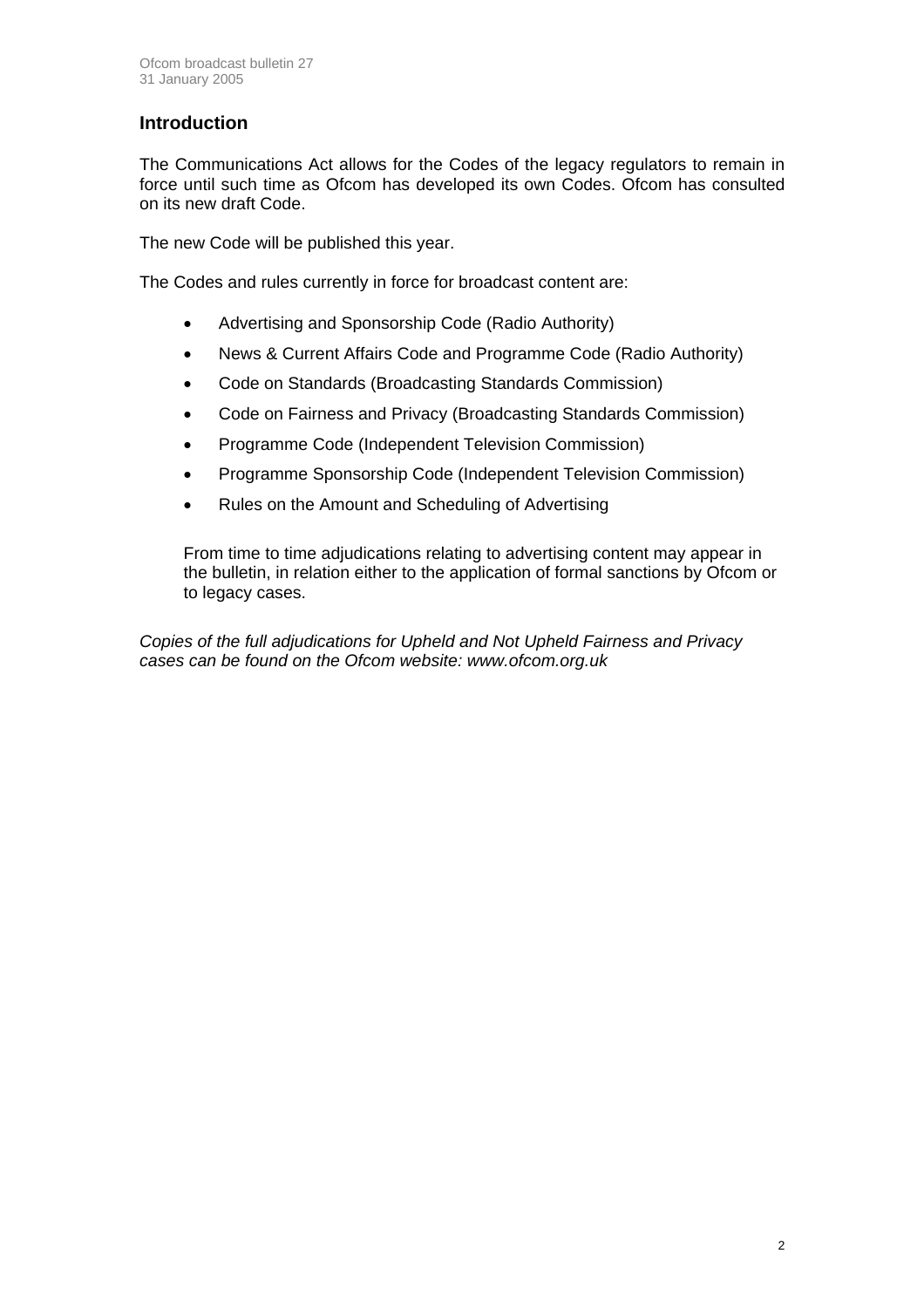## Introduction

The Communications Act allows for the Codes of the legacy regulators to remain in force until such time as Ofcom has developed its own Codes. Ofcom has consulted on its new draft Code.

The new Code will be published this year.

The Codes and rules currently in force for broadcast content are:

- Advertising and Sponsorship Code (Radio Authority)
- News & Current Affairs Code and Programme Code (Radio Authority)
- Code on Standards (Broadcasting Standards Commission)
- Code on Fairness and Privacy (Broadcasting Standards Commission)
- Programme Code (Independent Television Commission)
- Programme Sponsorship Code (Independent Television Commission)
- Rules on the Amount and Scheduling of Advertising

From time to time adjudications relating to advertising content may appear in the bulletin, in relation either to the application of formal sanctions by Ofcom or to legacy cases.

*Copies of the full adjudications for Upheld and Not Upheld Fairness and Privacy cases can be found on the Ofcom website: www.ofcom.org.uk*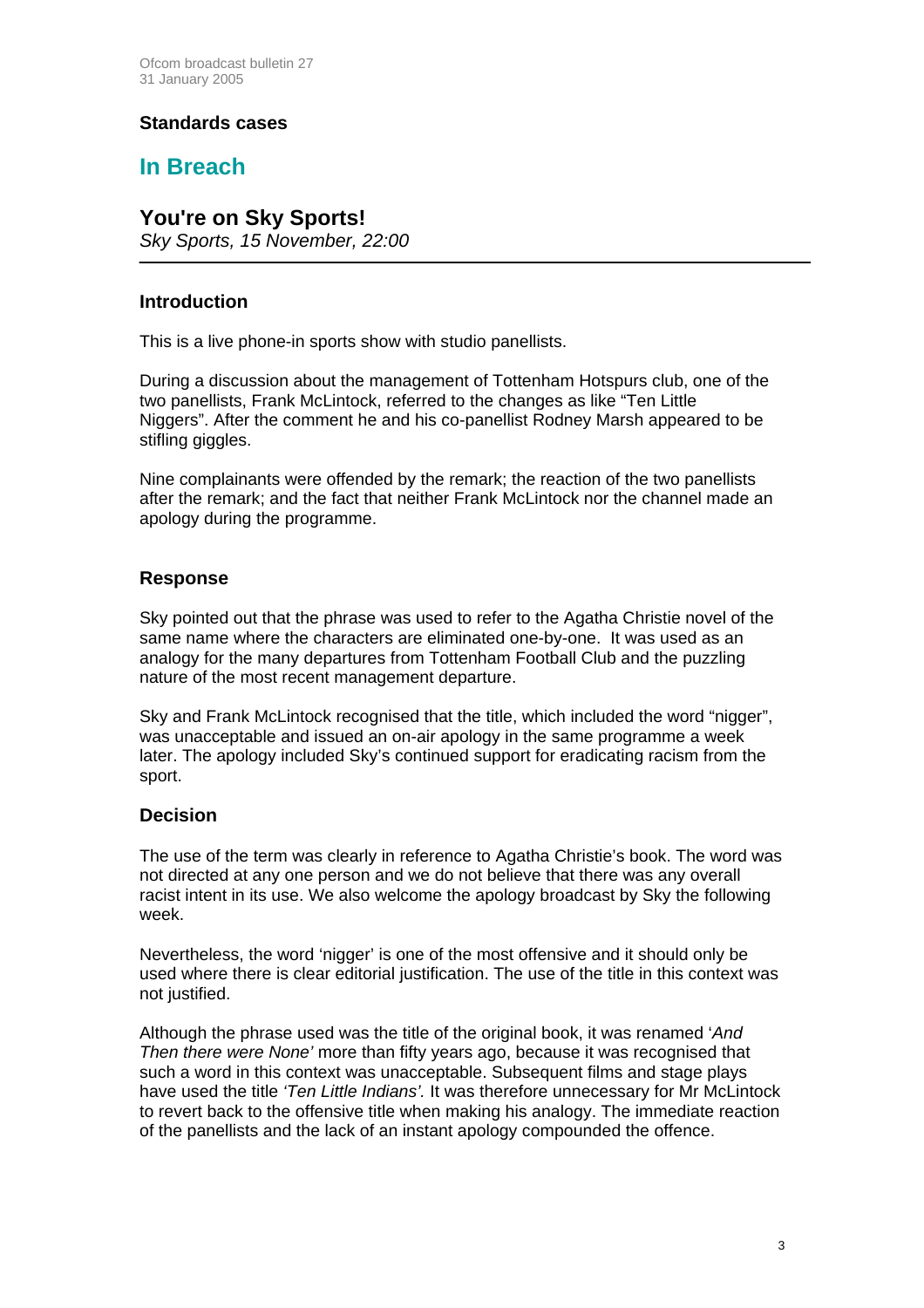## Standards cases

# In Breach

## You're on Sky Sports!

*Sky Sports, 15 November, 22:00*

---

### Introduction

This is a live phone-in sports show with studio panellists.

During a discussion about the management of Tottenham Hotspurs club, one of the two panellists, Frank McLintock, referred to the changes as like "Ten Little Niggers". After the comment he and his co-panellist Rodney Marsh appeared to be stifling giggles.

Nine complainants were offended by the remark; the reaction of the two panellists after the remark; and the fact that neither Frank McLintock nor the channel made an apology during the programme.

### Response

Sky pointed out that the phrase was used to refer to the Agatha Christie novel of the same name where the characters are eliminated one-by-one. It was used as an analogy for the many departures from Tottenham Football Club and the puzzling nature of the most recent management departure.

Sky and Frank McLintock recognised that the title, which included the word "nigger", was unacceptable and issued an on-air apology in the same programme a week later. The apology included Sky's continued support for eradicating racism from the sport.

### Decision

The use of the term was clearly in reference to Agatha Christie's book. The word was not directed at any one person and we do not believe that there was any overall racist intent in its use. We also welcome the apology broadcast by Sky the following week.

Nevertheless, the word 'nigger' is one of the most offensive and it should only be used where there is clear editorial justification. The use of the title in this context was not justified.

Although the phrase used was the title of the original book, it was renamed '*And Then there were None'* more than fifty years ago, because it was recognised that such a word in this context was unacceptable. Subsequent films and stage plays have used the title *'Ten Little Indians'.* It was therefore unnecessary for Mr McLintock to revert back to the offensive title when making his analogy. The immediate reaction of the panellists and the lack of an instant apology compounded the offence.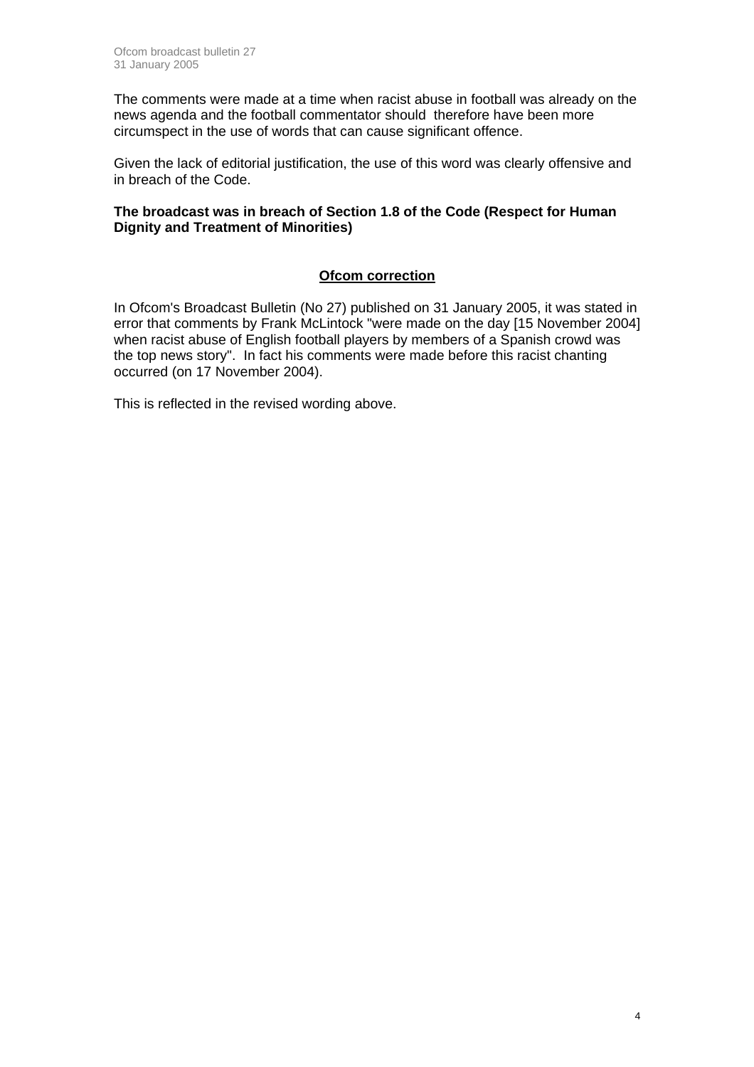The comments were made at a time when racist abuse in football was already on the news agenda and the football commentator should therefore have been more circumspect in the use of words that can cause significant offence.

Given the lack of editorial justification, the use of this word was clearly offensive and in breach of the Code.

**The broadcast was in breach of Section 1.8 of the Code (Respect for Human Dignity and Treatment of Minorities)**

## Ofcom correction

In Ofcom's Broadcast Bulletin (No 27) published on 31 January 2005, it was stated in error that comments by Frank McLintock "were made on the day [15 November 2004] when racist abuse of English football players by members of a Spanish crowd was the top news story". In fact his comments were made before this racist chanting occurred (on 17 November 2004).

This is reflected in the revised wording above.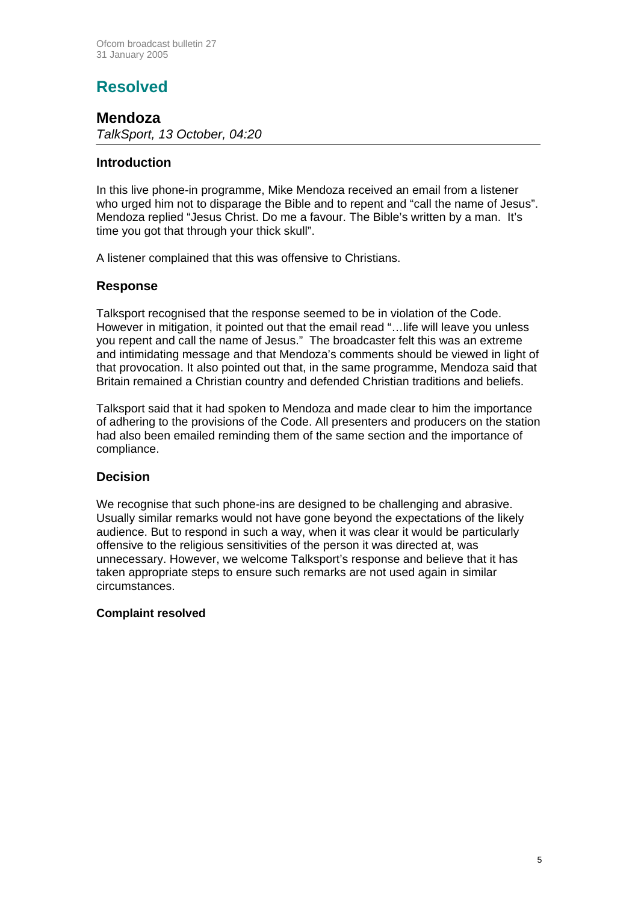# Resolved

## Mendoza

*TalkSport, 13 October, 04:20*

### Introduction

In this live phone-in programme, Mike Mendoza received an email from a listener who urged him not to disparage the Bible and to repent and "call the name of Jesus". Mendoza replied "Jesus Christ. Do me a favour. The Bible's written by a man. It's time you got that through your thick skull".

A listener complained that this was offensive to Christians.

### Response

Talksport recognised that the response seemed to be in violation of the Code. However in mitigation, it pointed out that the email read "…life will leave you unless you repent and call the name of Jesus." The broadcaster felt this was an extreme and intimidating message and that Mendoza's comments should be viewed in light of that provocation. It also pointed out that, in the same programme, Mendoza said that Britain remained a Christian country and defended Christian traditions and beliefs.

Talksport said that it had spoken to Mendoza and made clear to him the importance of adhering to the provisions of the Code. All presenters and producers on the station had also been emailed reminding them of the same section and the importance of compliance.

### Decision

We recognise that such phone-ins are designed to be challenging and abrasive. Usually similar remarks would not have gone beyond the expectations of the likely audience. But to respond in such a way, when it was clear it would be particularly offensive to the religious sensitivities of the person it was directed at, was unnecessary. However, we welcome Talksport's response and believe that it has taken appropriate steps to ensure such remarks are not used again in similar circumstances.

**Complaint resolved**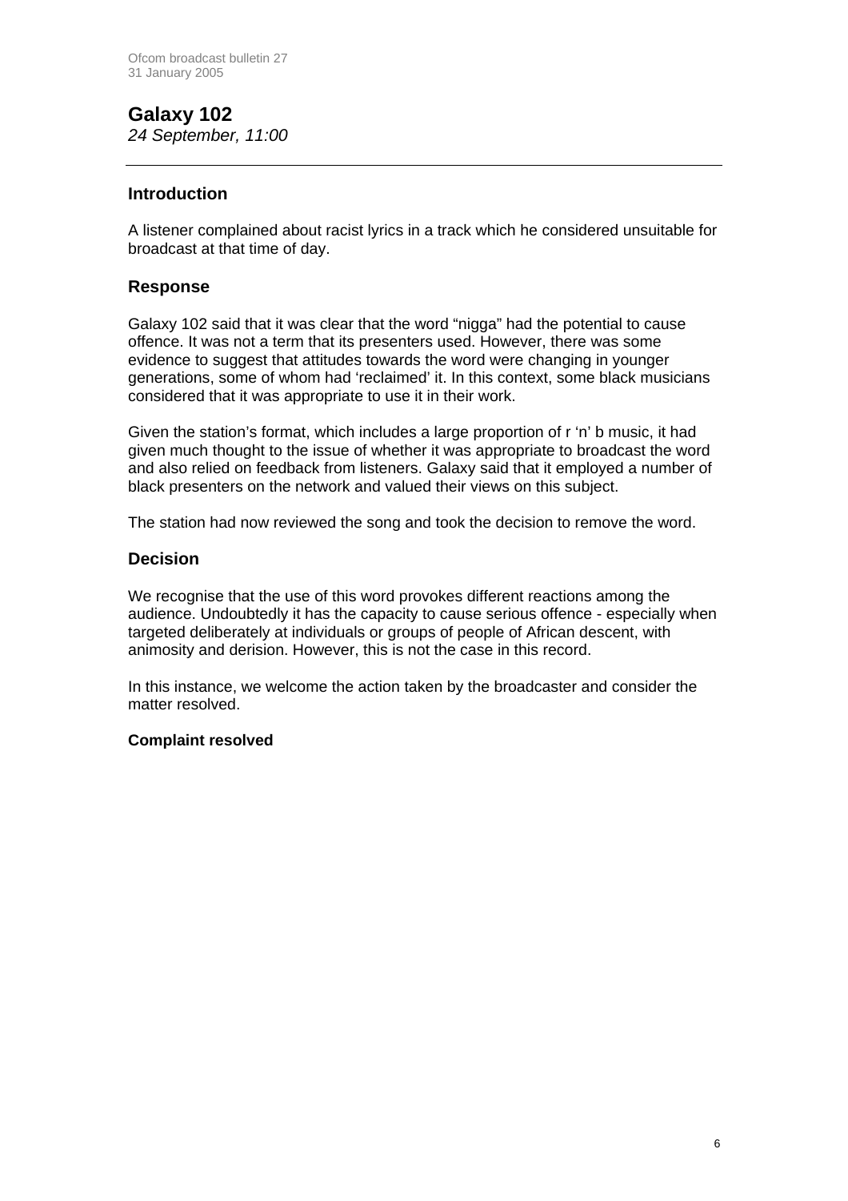## Galaxy 102

*24 September, 11:00*

---

### Introduction

A listener complained about racist lyrics in a track which he considered unsuitable for broadcast at that time of day.

### Response

Galaxy 102 said that it was clear that the word "nigga" had the potential to cause offence. It was not a term that its presenters used. However, there was some evidence to suggest that attitudes towards the word were changing in younger generations, some of whom had 'reclaimed' it. In this context, some black musicians considered that it was appropriate to use it in their work.

Given the station's format, which includes a large proportion of r 'n' b music, it had given much thought to the issue of whether it was appropriate to broadcast the word and also relied on feedback from listeners. Galaxy said that it employed a number of black presenters on the network and valued their views on this subject.

The station had now reviewed the song and took the decision to remove the word.

### Decision

We recognise that the use of this word provokes different reactions among the audience. Undoubtedly it has the capacity to cause serious offence - especially when targeted deliberately at individuals or groups of people of African descent, with animosity and derision. However, this is not the case in this record.

In this instance, we welcome the action taken by the broadcaster and consider the matter resolved.

**Complaint resolved**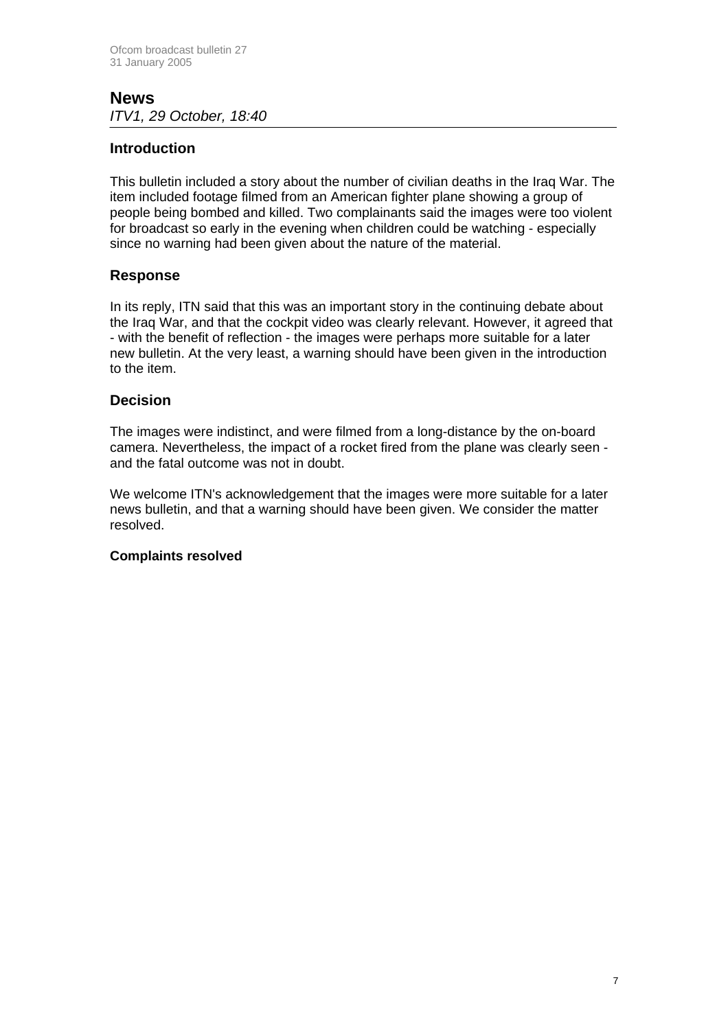## News

*ITV1, 29 October, 18:40*

### Introduction

This bulletin included a story about the number of civilian deaths in the Iraq War. The item included footage filmed from an American fighter plane showing a group of people being bombed and killed. Two complainants said the images were too violent for broadcast so early in the evening when children could be watching - especially since no warning had been given about the nature of the material.

### Response

In its reply, ITN said that this was an important story in the continuing debate about the Iraq War, and that the cockpit video was clearly relevant. However, it agreed that - with the benefit of reflection - the images were perhaps more suitable for a later new bulletin. At the very least, a warning should have been given in the introduction to the item.

### Decision

The images were indistinct, and were filmed from a long-distance by the on-board camera. Nevertheless, the impact of a rocket fired from the plane was clearly seen - and the fatal outcome was not in doubt.

We welcome ITN's acknowledgement that the images were more suitable for a later news bulletin, and that a warning should have been given. We consider the matter resolved.

**Complaints resolved**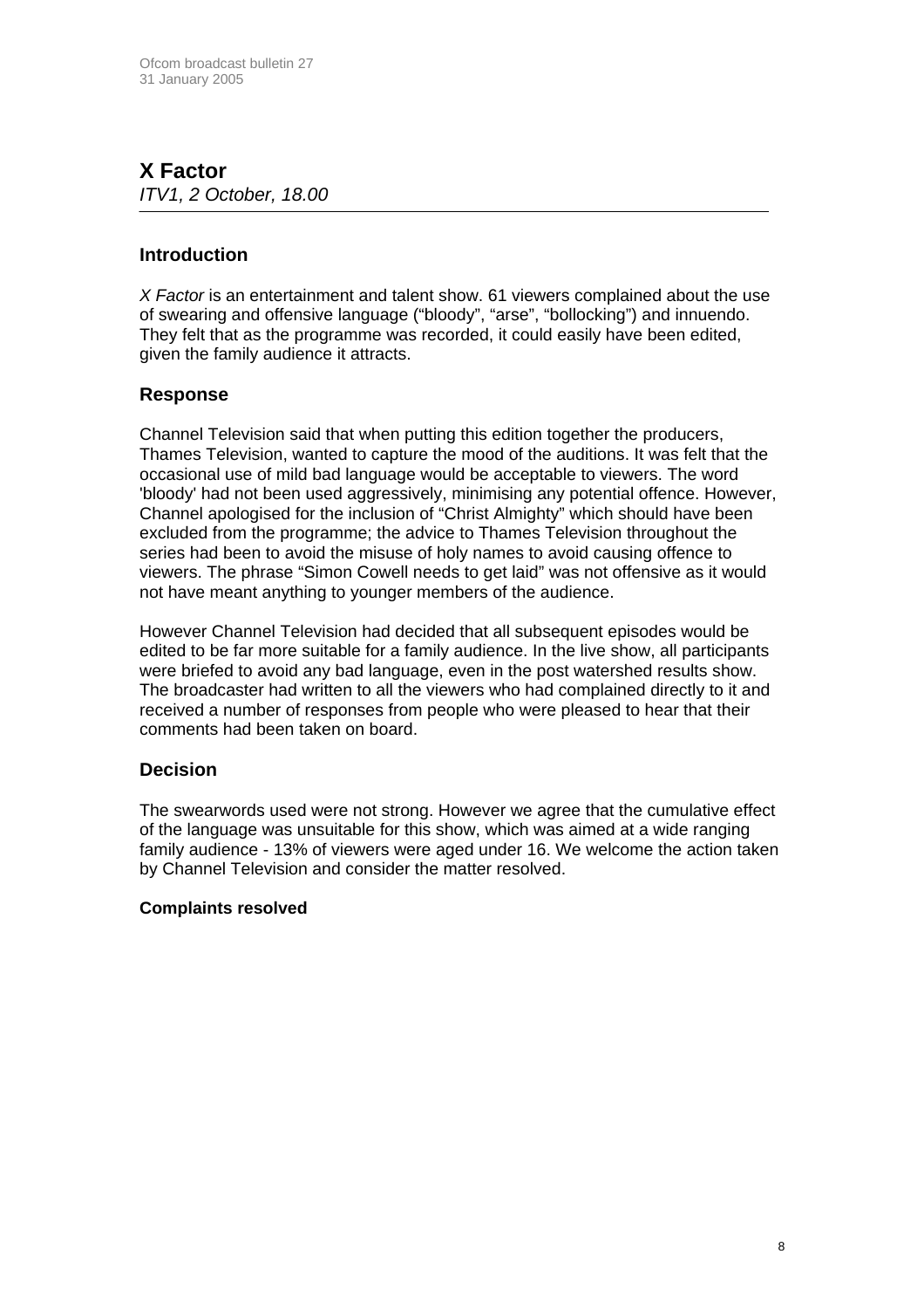## X Factor

*ITV1, 2 October, 18.00*

### Introduction

*X Factor* is an entertainment and talent show. 61 viewers complained about the use of swearing and offensive language ("bloody", "arse", "bollocking") and innuendo. They felt that as the programme was recorded, it could easily have been edited, given the family audience it attracts.

### Response

Channel Television said that when putting this edition together the producers, Thames Television, wanted to capture the mood of the auditions. It was felt that the occasional use of mild bad language would be acceptable to viewers. The word 'bloody' had not been used aggressively, minimising any potential offence. However, Channel apologised for the inclusion of "Christ Almighty" which should have been excluded from the programme; the advice to Thames Television throughout the series had been to avoid the misuse of holy names to avoid causing offence to viewers. The phrase "Simon Cowell needs to get laid" was not offensive as it would not have meant anything to younger members of the audience.

However Channel Television had decided that all subsequent episodes would be edited to be far more suitable for a family audience. In the live show, all participants were briefed to avoid any bad language, even in the post watershed results show. The broadcaster had written to all the viewers who had complained directly to it and received a number of responses from people who were pleased to hear that their comments had been taken on board.

### Decision

The swearwords used were not strong. However we agree that the cumulative effect of the language was unsuitable for this show, which was aimed at a wide ranging family audience - 13% of viewers were aged under 16. We welcome the action taken by Channel Television and consider the matter resolved.

**Complaints resolved**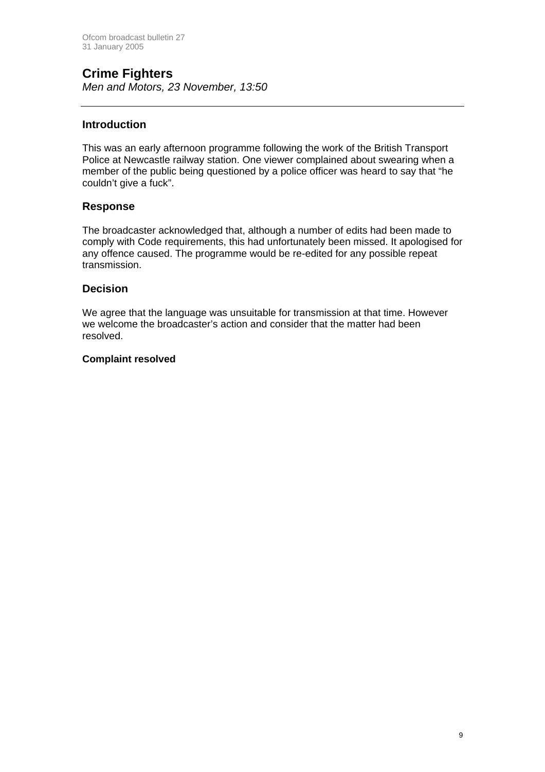## Crime Fighters

*Men and Motors, 23 November, 13:50*

---

### Introduction

This was an early afternoon programme following the work of the British Transport Police at Newcastle railway station. One viewer complained about swearing when a member of the public being questioned by a police officer was heard to say that "he couldn't give a fuck".

### Response

The broadcaster acknowledged that, although a number of edits had been made to comply with Code requirements, this had unfortunately been missed. It apologised for any offence caused. The programme would be re-edited for any possible repeat transmission.

### Decision

We agree that the language was unsuitable for transmission at that time. However we welcome the broadcaster's action and consider that the matter had been resolved.

**Complaint resolved**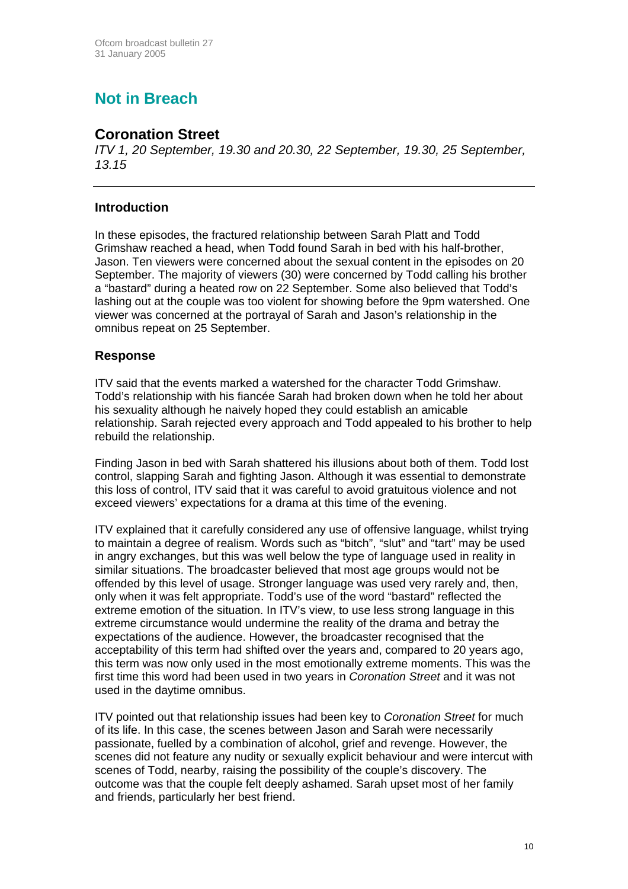# Not in Breach

## Coronation Street

*ITV 1, 20 September, 19.30 and 20.30, 22 September, 19.30, 25 September, 13.15*

---

### Introduction

In these episodes, the fractured relationship between Sarah Platt and Todd Grimshaw reached a head, when Todd found Sarah in bed with his half-brother, Jason. Ten viewers were concerned about the sexual content in the episodes on 20 September. The majority of viewers (30) were concerned by Todd calling his brother a "bastard" during a heated row on 22 September. Some also believed that Todd's lashing out at the couple was too violent for showing before the 9pm watershed. One viewer was concerned at the portrayal of Sarah and Jason's relationship in the omnibus repeat on 25 September.

### Response

ITV said that the events marked a watershed for the character Todd Grimshaw. Todd's relationship with his fiancée Sarah had broken down when he told her about his sexuality although he naively hoped they could establish an amicable relationship. Sarah rejected every approach and Todd appealed to his brother to help rebuild the relationship.

Finding Jason in bed with Sarah shattered his illusions about both of them. Todd lost control, slapping Sarah and fighting Jason. Although it was essential to demonstrate this loss of control, ITV said that it was careful to avoid gratuitous violence and not exceed viewers' expectations for a drama at this time of the evening.

ITV explained that it carefully considered any use of offensive language, whilst trying to maintain a degree of realism. Words such as "bitch", "slut" and "tart" may be used in angry exchanges, but this was well below the type of language used in reality in similar situations. The broadcaster believed that most age groups would not be offended by this level of usage. Stronger language was used very rarely and, then, only when it was felt appropriate. Todd's use of the word "bastard" reflected the extreme emotion of the situation. In ITV's view, to use less strong language in this extreme circumstance would undermine the reality of the drama and betray the expectations of the audience. However, the broadcaster recognised that the acceptability of this term had shifted over the years and, compared to 20 years ago, this term was now only used in the most emotionally extreme moments. This was the first time this word had been used in two years in *Coronation Street* and it was not used in the daytime omnibus.

ITV pointed out that relationship issues had been key to *Coronation Street* for much of its life. In this case, the scenes between Jason and Sarah were necessarily passionate, fuelled by a combination of alcohol, grief and revenge. However, the scenes did not feature any nudity or sexually explicit behaviour and were intercut with scenes of Todd, nearby, raising the possibility of the couple's discovery. The outcome was that the couple felt deeply ashamed. Sarah upset most of her family and friends, particularly her best friend.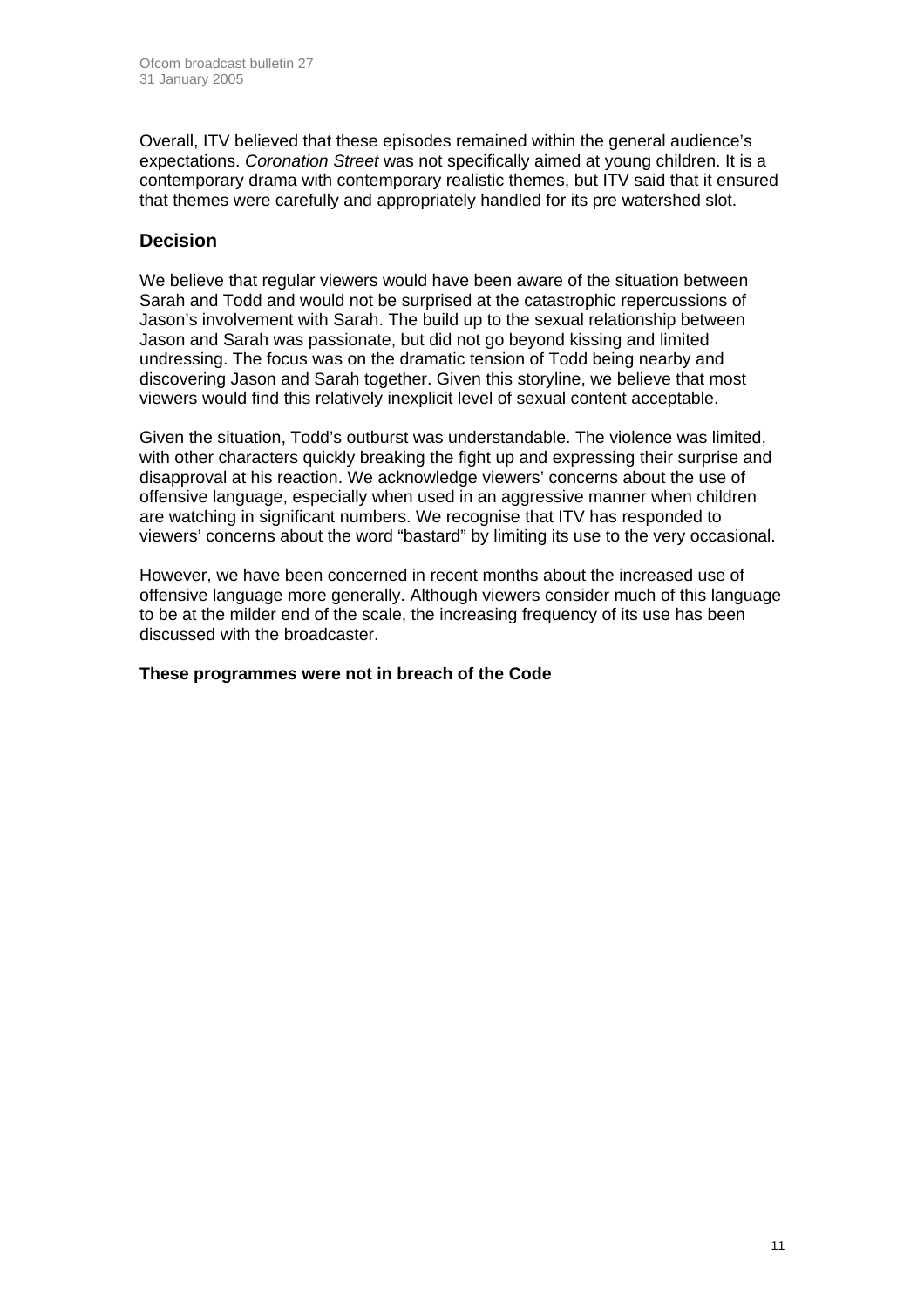Overall, ITV believed that these episodes remained within the general audience's expectations. *Coronation Street* was not specifically aimed at young children. It is a contemporary drama with contemporary realistic themes, but ITV said that it ensured that themes were carefully and appropriately handled for its pre watershed slot.

## Decision

We believe that regular viewers would have been aware of the situation between Sarah and Todd and would not be surprised at the catastrophic repercussions of Jason's involvement with Sarah. The build up to the sexual relationship between Jason and Sarah was passionate, but did not go beyond kissing and limited undressing. The focus was on the dramatic tension of Todd being nearby and discovering Jason and Sarah together. Given this storyline, we believe that most viewers would find this relatively inexplicit level of sexual content acceptable.

Given the situation, Todd's outburst was understandable. The violence was limited, with other characters quickly breaking the fight up and expressing their surprise and disapproval at his reaction. We acknowledge viewers' concerns about the use of offensive language, especially when used in an aggressive manner when children are watching in significant numbers. We recognise that ITV has responded to viewers' concerns about the word "bastard" by limiting its use to the very occasional.

However, we have been concerned in recent months about the increased use of offensive language more generally. Although viewers consider much of this language to be at the milder end of the scale, the increasing frequency of its use has been discussed with the broadcaster.

**These programmes were not in breach of the Code**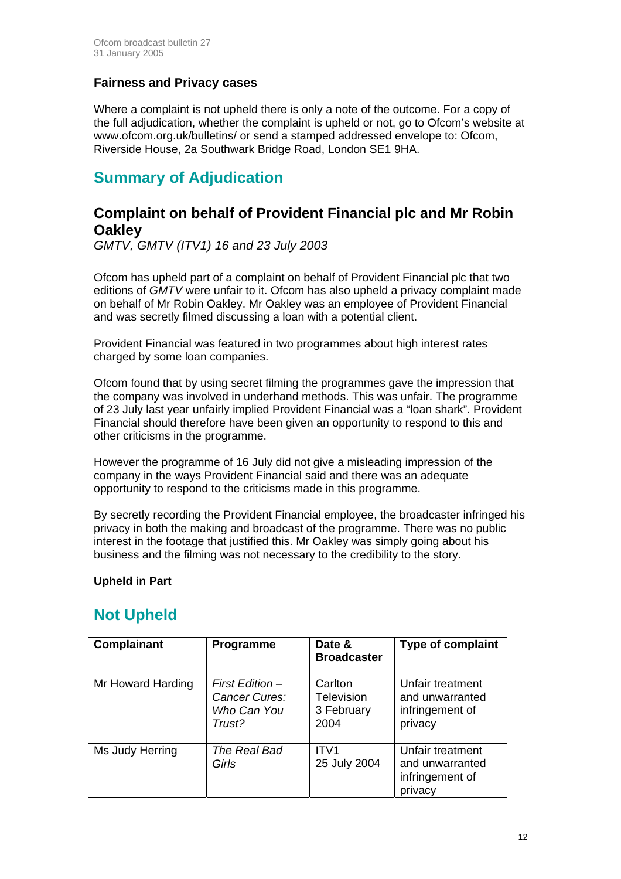### Fairness and Privacy cases

Where a complaint is not upheld there is only a note of the outcome. For a copy of the full adjudication, whether the complaint is upheld or not, go to Ofcom's website at www.ofcom.org.uk/bulletins/ or send a stamped addressed envelope to: Ofcom, Riverside House, 2a Southwark Bridge Road, London SE1 9HA.

## Summary of Adjudication

### Complaint on behalf of Provident Financial plc and Mr Robin Oakley

*GMTV, GMTV (ITV1) 16 and 23 July 2003*

Ofcom has upheld part of a complaint on behalf of Provident Financial plc that two editions of *GMTV* were unfair to it. Ofcom has also upheld a privacy complaint made on behalf of Mr Robin Oakley. Mr Oakley was an employee of Provident Financial and was secretly filmed discussing a loan with a potential client.

Provident Financial was featured in two programmes about high interest rates charged by some loan companies.

Ofcom found that by using secret filming the programmes gave the impression that the company was involved in underhand methods. This was unfair. The programme of 23 July last year unfairly implied Provident Financial was a "loan shark". Provident Financial should therefore have been given an opportunity to respond to this and other criticisms in the programme.

However the programme of 16 July did not give a misleading impression of the company in the ways Provident Financial said and there was an adequate opportunity to respond to the criticisms made in this programme.

By secretly recording the Provident Financial employee, the broadcaster infringed his privacy in both the making and broadcast of the programme. There was no public interest in the footage that justified this. Mr Oakley was simply going about his business and the filming was not necessary to the credibility to the story.

**Upheld in Part**

## Not Upheld

| Complainant | Programme | Date & Broadcaster | Type of complaint |
|---|---|---|---|
| Mr Howard Harding | *First Edition – Cancer Cures: Who Can You Trust?* | Carlton Television 3 February 2004 | Unfair treatment and unwarranted infringement of privacy |
| Ms Judy Herring | *The Real Bad Girls* | ITV1 25 July 2004 | Unfair treatment and unwarranted infringement of privacy |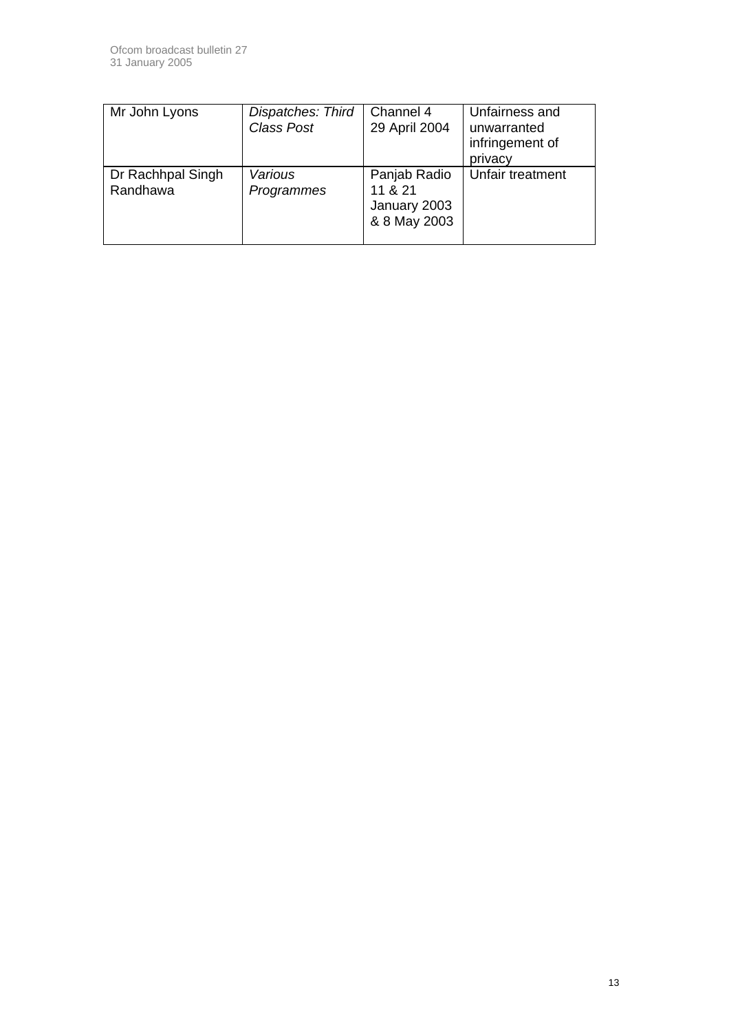| Mr John Lyons | *Dispatches: Third Class Post* | Channel 4 29 April 2004 | Unfairness and unwarranted infringement of privacy |
|---|---|---|---|
| Dr Rachhpal Singh Randhawa | *Various Programmes* | Panjab Radio 11 & 21 January 2003 & 8 May 2003 | Unfair treatment |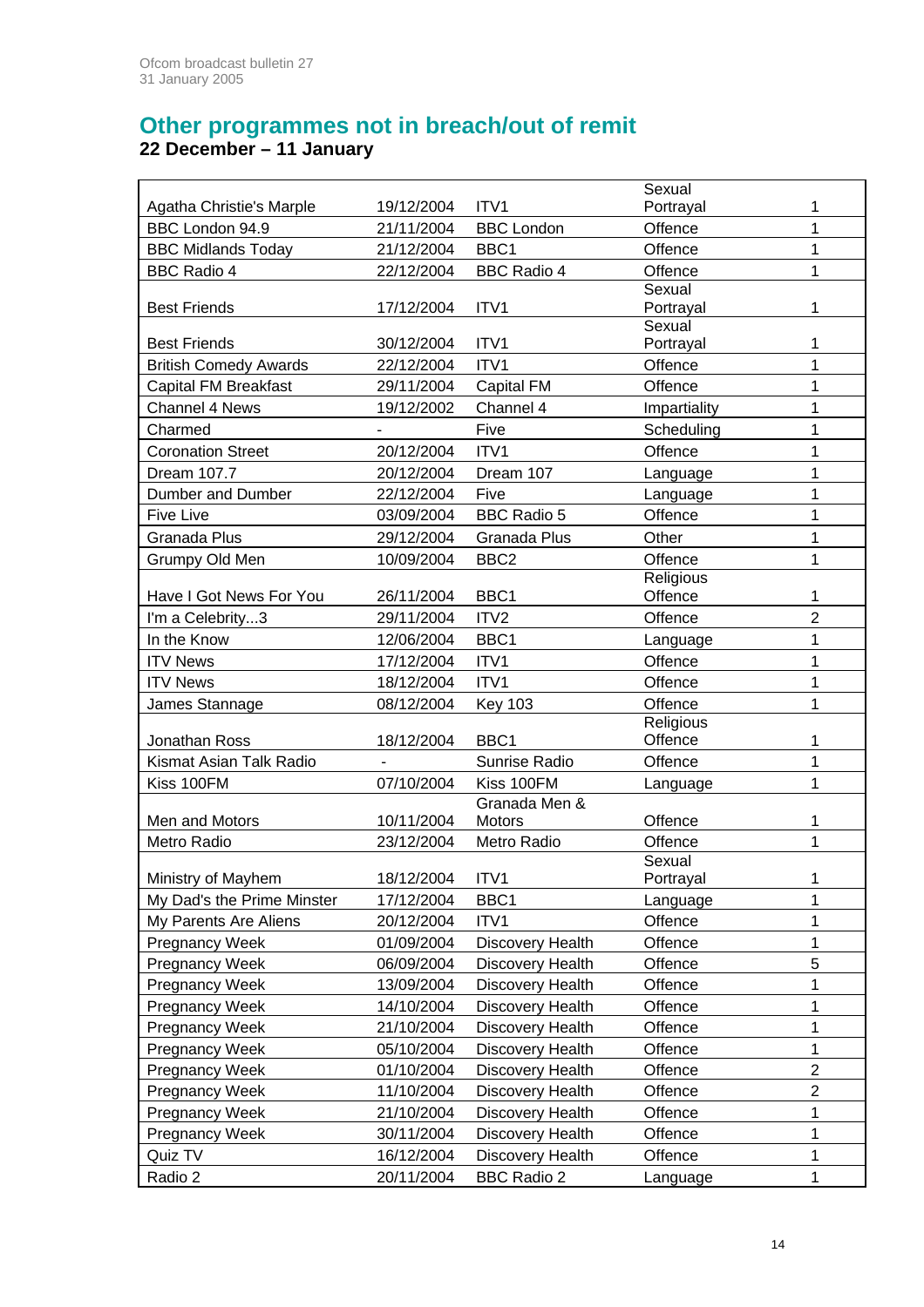## Other programmes not in breach/out of remit

### 22 December – 11 January

| | | | | |
|---|---|---|---|---|
| Agatha Christie's Marple | 19/12/2004 | ITV1 | Sexual Portrayal | 1 |
| BBC London 94.9 | 21/11/2004 | BBC London | Offence | 1 |
| BBC Midlands Today | 21/12/2004 | BBC1 | Offence | 1 |
| BBC Radio 4 | 22/12/2004 | BBC Radio 4 | Offence | 1 |
| Best Friends | 17/12/2004 | ITV1 | Sexual Portrayal | 1 |
| Best Friends | 30/12/2004 | ITV1 | Sexual Portrayal | 1 |
| British Comedy Awards | 22/12/2004 | ITV1 | Offence | 1 |
| Capital FM Breakfast | 29/11/2004 | Capital FM | Offence | 1 |
| Channel 4 News | 19/12/2002 | Channel 4 | Impartiality | 1 |
| Charmed | - | Five | Scheduling | 1 |
| Coronation Street | 20/12/2004 | ITV1 | Offence | 1 |
| Dream 107.7 | 20/12/2004 | Dream 107 | Language | 1 |
| Dumber and Dumber | 22/12/2004 | Five | Language | 1 |
| Five Live | 03/09/2004 | BBC Radio 5 | Offence | 1 |
| Granada Plus | 29/12/2004 | Granada Plus | Other | 1 |
| Grumpy Old Men | 10/09/2004 | BBC2 | Offence | 1 |
| Have I Got News For You | 26/11/2004 | BBC1 | Religious Offence | 1 |
| I'm a Celebrity...3 | 29/11/2004 | ITV2 | Offence | 2 |
| In the Know | 12/06/2004 | BBC1 | Language | 1 |
| ITV News | 17/12/2004 | ITV1 | Offence | 1 |
| ITV News | 18/12/2004 | ITV1 | Offence | 1 |
| James Stannage | 08/12/2004 | Key 103 | Offence | 1 |
| Jonathan Ross | 18/12/2004 | BBC1 | Religious Offence | 1 |
| Kismat Asian Talk Radio | - | Sunrise Radio | Offence | 1 |
| Kiss 100FM | 07/10/2004 | Kiss 100FM | Language | 1 |
| Men and Motors | 10/11/2004 | Granada Men & Motors | Offence | 1 |
| Metro Radio | 23/12/2004 | Metro Radio | Offence | 1 |
| Ministry of Mayhem | 18/12/2004 | ITV1 | Sexual Portrayal | 1 |
| My Dad's the Prime Minster | 17/12/2004 | BBC1 | Language | 1 |
| My Parents Are Aliens | 20/12/2004 | ITV1 | Offence | 1 |
| Pregnancy Week | 01/09/2004 | Discovery Health | Offence | 1 |
| Pregnancy Week | 06/09/2004 | Discovery Health | Offence | 5 |
| Pregnancy Week | 13/09/2004 | Discovery Health | Offence | 1 |
| Pregnancy Week | 14/10/2004 | Discovery Health | Offence | 1 |
| Pregnancy Week | 21/10/2004 | Discovery Health | Offence | 1 |
| Pregnancy Week | 05/10/2004 | Discovery Health | Offence | 1 |
| Pregnancy Week | 01/10/2004 | Discovery Health | Offence | 2 |
| Pregnancy Week | 11/10/2004 | Discovery Health | Offence | 2 |
| Pregnancy Week | 21/10/2004 | Discovery Health | Offence | 1 |
| Pregnancy Week | 30/11/2004 | Discovery Health | Offence | 1 |
| Quiz TV | 16/12/2004 | Discovery Health | Offence | 1 |
| Radio 2 | 20/11/2004 | BBC Radio 2 | Language | 1 |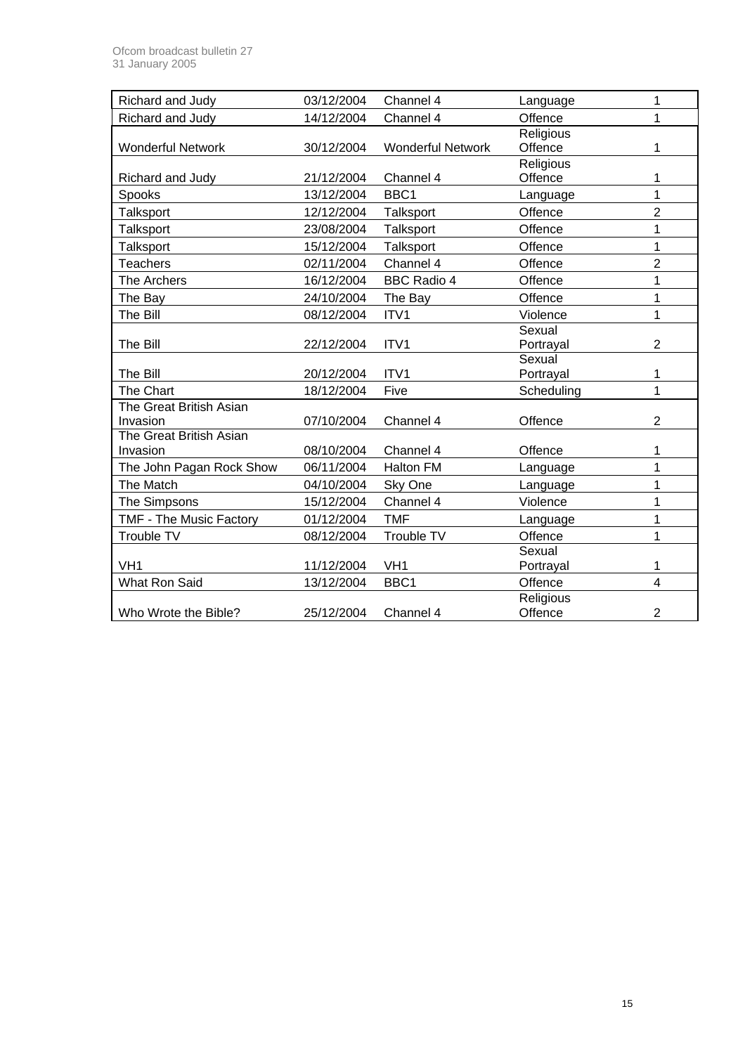| | | | | |
|---|---|---|---|---|
| Richard and Judy | 03/12/2004 | Channel 4 | Language | 1 |
| Richard and Judy | 14/12/2004 | Channel 4 | Offence | 1 |
| Wonderful Network | 30/12/2004 | Wonderful Network | Religious Offence | 1 |
| Richard and Judy | 21/12/2004 | Channel 4 | Religious Offence | 1 |
| Spooks | 13/12/2004 | BBC1 | Language | 1 |
| Talksport | 12/12/2004 | Talksport | Offence | 2 |
| Talksport | 23/08/2004 | Talksport | Offence | 1 |
| Talksport | 15/12/2004 | Talksport | Offence | 1 |
| Teachers | 02/11/2004 | Channel 4 | Offence | 2 |
| The Archers | 16/12/2004 | BBC Radio 4 | Offence | 1 |
| The Bay | 24/10/2004 | The Bay | Offence | 1 |
| The Bill | 08/12/2004 | ITV1 | Violence | 1 |
| The Bill | 22/12/2004 | ITV1 | Sexual Portrayal | 2 |
| The Bill | 20/12/2004 | ITV1 | Sexual Portrayal | 1 |
| The Chart | 18/12/2004 | Five | Scheduling | 1 |
| The Great British Asian Invasion | 07/10/2004 | Channel 4 | Offence | 2 |
| The Great British Asian Invasion | 08/10/2004 | Channel 4 | Offence | 1 |
| The John Pagan Rock Show | 06/11/2004 | Halton FM | Language | 1 |
| The Match | 04/10/2004 | Sky One | Language | 1 |
| The Simpsons | 15/12/2004 | Channel 4 | Violence | 1 |
| TMF - The Music Factory | 01/12/2004 | TMF | Language | 1 |
| Trouble TV | 08/12/2004 | Trouble TV | Offence | 1 |
| VH1 | 11/12/2004 | VH1 | Sexual Portrayal | 1 |
| What Ron Said | 13/12/2004 | BBC1 | Offence | 4 |
| Who Wrote the Bible? | 25/12/2004 | Channel 4 | Religious Offence | 2 |